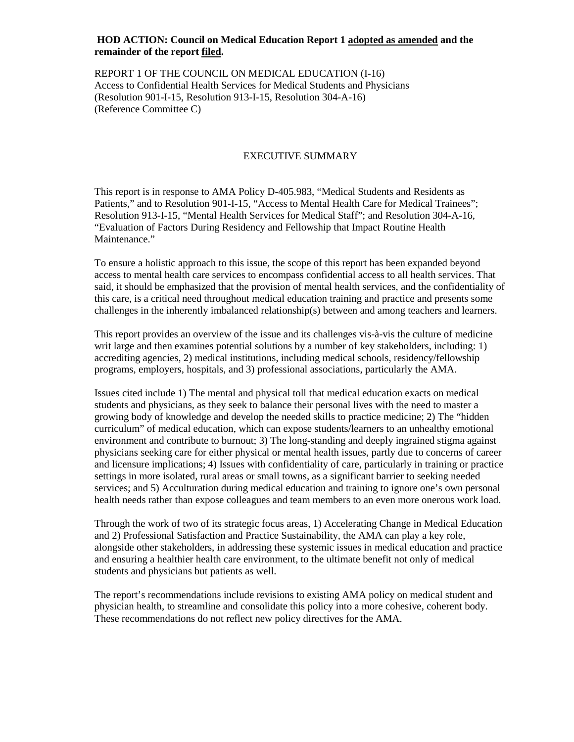**HOD ACTION: Council on Medical Education Report 1 adopted as amended and the remainder of the report filed.**

REPORT 1 OF THE COUNCIL ON MEDICAL EDUCATION (I-16)
Access to Confidential Health Services for Medical Students and Physicians
(Resolution 901-I-15, Resolution 913-I-15, Resolution 304-A-16)
(Reference Committee C)

## EXECUTIVE SUMMARY

This report is in response to AMA Policy D-405.983, "Medical Students and Residents as Patients," and to Resolution 901-I-15, "Access to Mental Health Care for Medical Trainees"; Resolution 913-I-15, "Mental Health Services for Medical Staff"; and Resolution 304-A-16, "Evaluation of Factors During Residency and Fellowship that Impact Routine Health Maintenance."

To ensure a holistic approach to this issue, the scope of this report has been expanded beyond access to mental health care services to encompass confidential access to all health services. That said, it should be emphasized that the provision of mental health services, and the confidentiality of this care, is a critical need throughout medical education training and practice and presents some challenges in the inherently imbalanced relationship(s) between and among teachers and learners.

This report provides an overview of the issue and its challenges vis-à-vis the culture of medicine writ large and then examines potential solutions by a number of key stakeholders, including: 1) accrediting agencies, 2) medical institutions, including medical schools, residency/fellowship programs, employers, hospitals, and 3) professional associations, particularly the AMA.

Issues cited include 1) The mental and physical toll that medical education exacts on medical students and physicians, as they seek to balance their personal lives with the need to master a growing body of knowledge and develop the needed skills to practice medicine; 2) The "hidden curriculum" of medical education, which can expose students/learners to an unhealthy emotional environment and contribute to burnout; 3) The long-standing and deeply ingrained stigma against physicians seeking care for either physical or mental health issues, partly due to concerns of career and licensure implications; 4) Issues with confidentiality of care, particularly in training or practice settings in more isolated, rural areas or small towns, as a significant barrier to seeking needed services; and 5) Acculturation during medical education and training to ignore one's own personal health needs rather than expose colleagues and team members to an even more onerous work load.

Through the work of two of its strategic focus areas, 1) Accelerating Change in Medical Education and 2) Professional Satisfaction and Practice Sustainability, the AMA can play a key role, alongside other stakeholders, in addressing these systemic issues in medical education and practice and ensuring a healthier health care environment, to the ultimate benefit not only of medical students and physicians but patients as well.

The report's recommendations include revisions to existing AMA policy on medical student and physician health, to streamline and consolidate this policy into a more cohesive, coherent body. These recommendations do not reflect new policy directives for the AMA.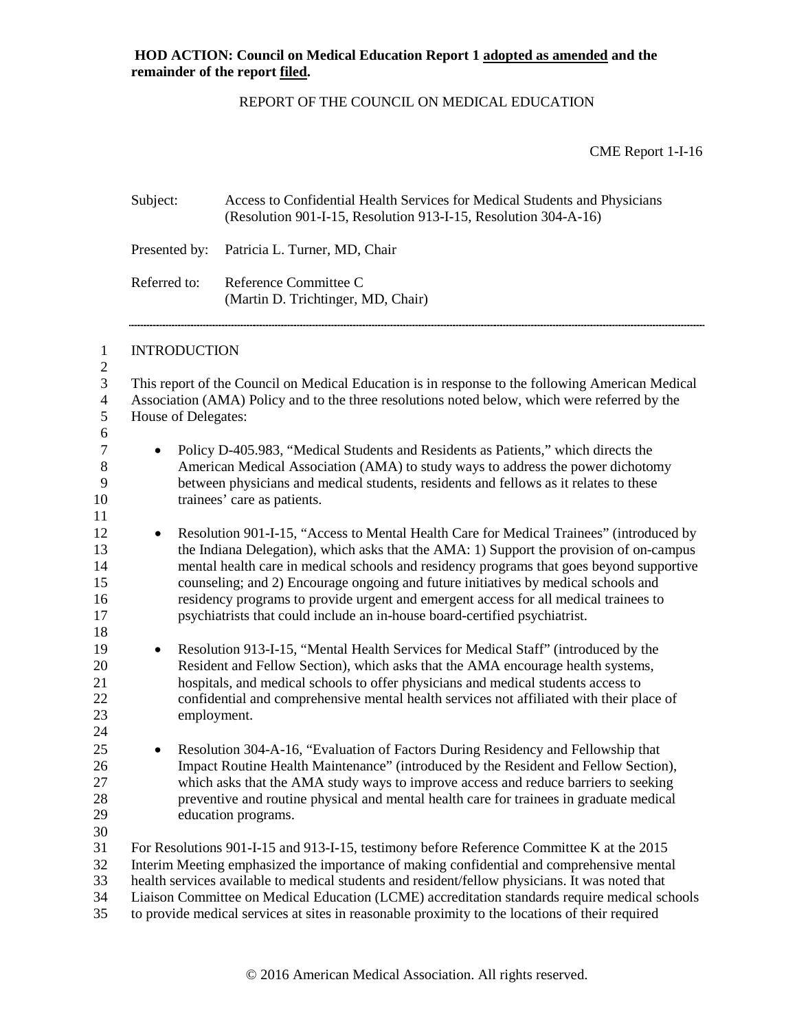**HOD ACTION: Council on Medical Education Report 1 adopted as amended and the remainder of the report filed.**

REPORT OF THE COUNCIL ON MEDICAL EDUCATION

CME Report 1-I-16

Subject: Access to Confidential Health Services for Medical Students and Physicians (Resolution 901-I-15, Resolution 913-I-15, Resolution 304-A-16)

Presented by: Patricia L. Turner, MD, Chair

Referred to: Reference Committee C (Martin D. Trichtinger, MD, Chair)

---

INTRODUCTION

This report of the Council on Medical Education is in response to the following American Medical Association (AMA) Policy and to the three resolutions noted below, which were referred by the House of Delegates:

- Policy D-405.983, "Medical Students and Residents as Patients," which directs the American Medical Association (AMA) to study ways to address the power dichotomy between physicians and medical students, residents and fellows as it relates to these trainees' care as patients.

- Resolution 901-I-15, "Access to Mental Health Care for Medical Trainees" (introduced by the Indiana Delegation), which asks that the AMA: 1) Support the provision of on-campus mental health care in medical schools and residency programs that goes beyond supportive counseling; and 2) Encourage ongoing and future initiatives by medical schools and residency programs to provide urgent and emergent access for all medical trainees to psychiatrists that could include an in-house board-certified psychiatrist.

- Resolution 913-I-15, "Mental Health Services for Medical Staff" (introduced by the Resident and Fellow Section), which asks that the AMA encourage health systems, hospitals, and medical schools to offer physicians and medical students access to confidential and comprehensive mental health services not affiliated with their place of employment.

- Resolution 304-A-16, "Evaluation of Factors During Residency and Fellowship that Impact Routine Health Maintenance" (introduced by the Resident and Fellow Section), which asks that the AMA study ways to improve access and reduce barriers to seeking preventive and routine physical and mental health care for trainees in graduate medical education programs.

For Resolutions 901-I-15 and 913-I-15, testimony before Reference Committee K at the 2015 Interim Meeting emphasized the importance of making confidential and comprehensive mental health services available to medical students and resident/fellow physicians. It was noted that Liaison Committee on Medical Education (LCME) accreditation standards require medical schools to provide medical services at sites in reasonable proximity to the locations of their required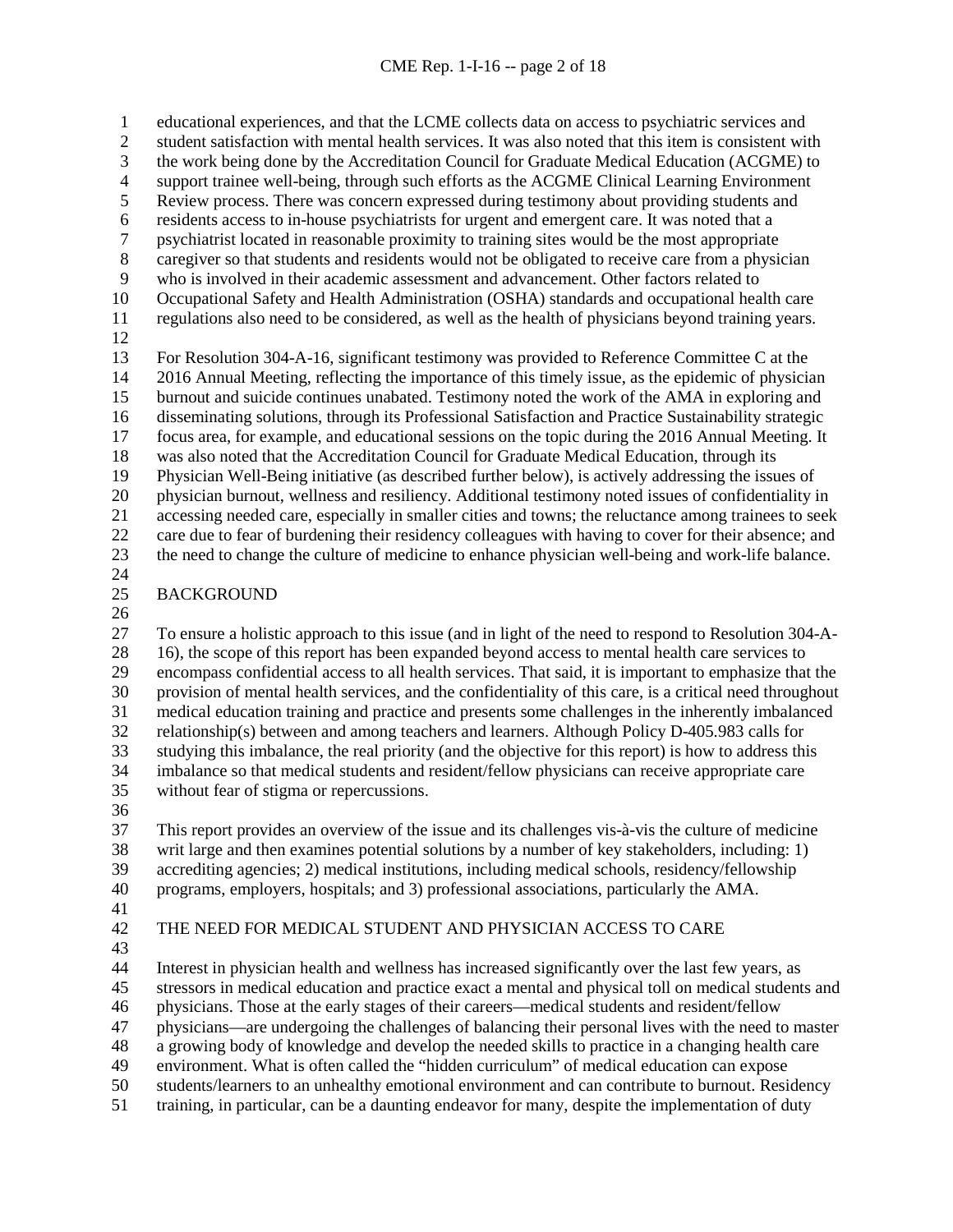educational experiences, and that the LCME collects data on access to psychiatric services and student satisfaction with mental health services. It was also noted that this item is consistent with the work being done by the Accreditation Council for Graduate Medical Education (ACGME) to support trainee well-being, through such efforts as the ACGME Clinical Learning Environment Review process. There was concern expressed during testimony about providing students and residents access to in-house psychiatrists for urgent and emergent care. It was noted that a psychiatrist located in reasonable proximity to training sites would be the most appropriate caregiver so that students and residents would not be obligated to receive care from a physician who is involved in their academic assessment and advancement. Other factors related to Occupational Safety and Health Administration (OSHA) standards and occupational health care regulations also need to be considered, as well as the health of physicians beyond training years.

For Resolution 304-A-16, significant testimony was provided to Reference Committee C at the 2016 Annual Meeting, reflecting the importance of this timely issue, as the epidemic of physician burnout and suicide continues unabated. Testimony noted the work of the AMA in exploring and disseminating solutions, through its Professional Satisfaction and Practice Sustainability strategic focus area, for example, and educational sessions on the topic during the 2016 Annual Meeting. It was also noted that the Accreditation Council for Graduate Medical Education, through its Physician Well-Being initiative (as described further below), is actively addressing the issues of physician burnout, wellness and resiliency. Additional testimony noted issues of confidentiality in accessing needed care, especially in smaller cities and towns; the reluctance among trainees to seek care due to fear of burdening their residency colleagues with having to cover for their absence; and the need to change the culture of medicine to enhance physician well-being and work-life balance.

## BACKGROUND

To ensure a holistic approach to this issue (and in light of the need to respond to Resolution 304-A-16), the scope of this report has been expanded beyond access to mental health care services to encompass confidential access to all health services. That said, it is important to emphasize that the provision of mental health services, and the confidentiality of this care, is a critical need throughout medical education training and practice and presents some challenges in the inherently imbalanced relationship(s) between and among teachers and learners. Although Policy D-405.983 calls for studying this imbalance, the real priority (and the objective for this report) is how to address this imbalance so that medical students and resident/fellow physicians can receive appropriate care without fear of stigma or repercussions.

This report provides an overview of the issue and its challenges vis-à-vis the culture of medicine writ large and then examines potential solutions by a number of key stakeholders, including: 1) accrediting agencies; 2) medical institutions, including medical schools, residency/fellowship programs, employers, hospitals; and 3) professional associations, particularly the AMA.

## THE NEED FOR MEDICAL STUDENT AND PHYSICIAN ACCESS TO CARE

Interest in physician health and wellness has increased significantly over the last few years, as stressors in medical education and practice exact a mental and physical toll on medical students and physicians. Those at the early stages of their careers—medical students and resident/fellow physicians—are undergoing the challenges of balancing their personal lives with the need to master a growing body of knowledge and develop the needed skills to practice in a changing health care environment. What is often called the "hidden curriculum" of medical education can expose students/learners to an unhealthy emotional environment and can contribute to burnout. Residency training, in particular, can be a daunting endeavor for many, despite the implementation of duty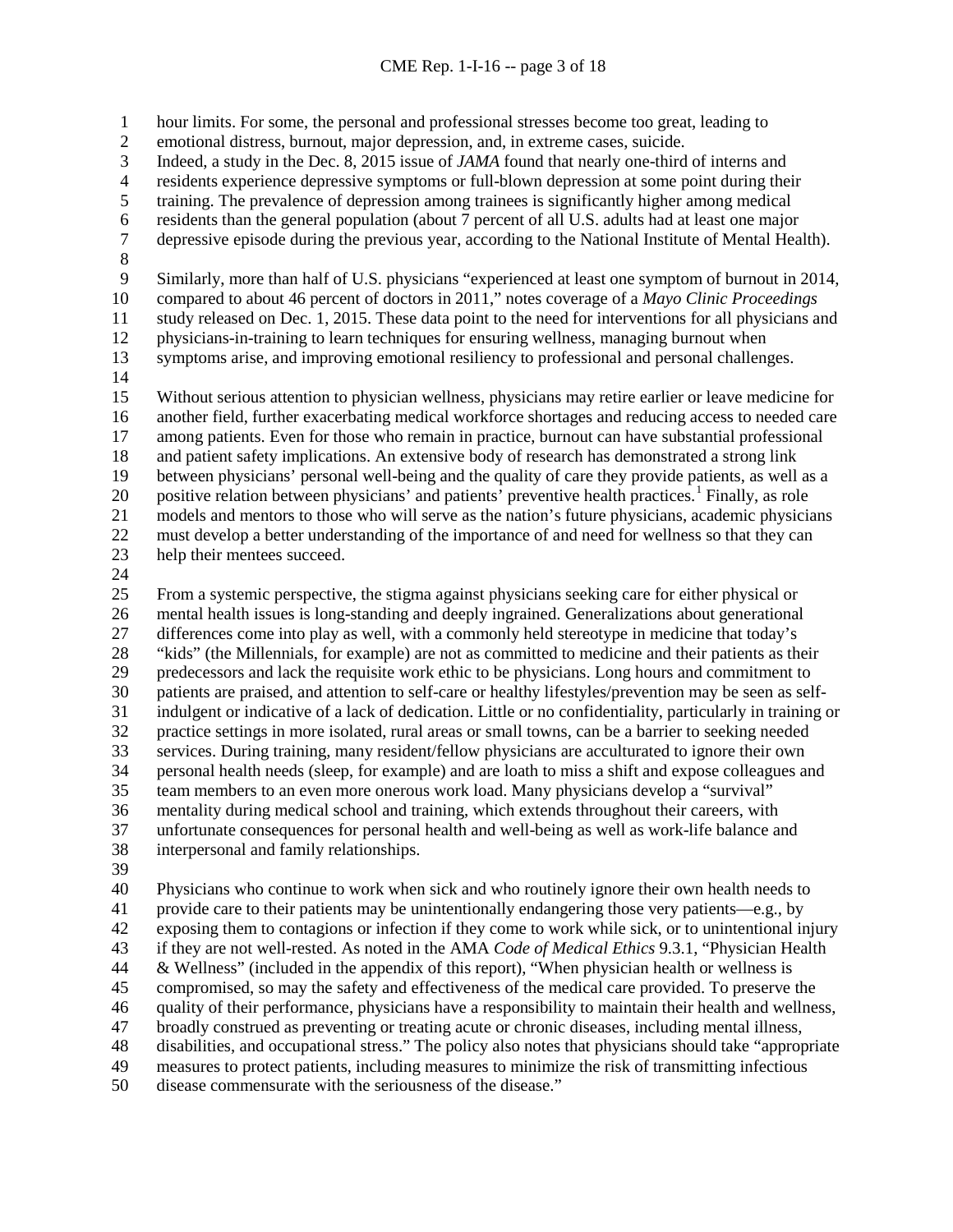hour limits. For some, the personal and professional stresses become too great, leading to emotional distress, burnout, major depression, and, in extreme cases, suicide. Indeed, a study in the Dec. 8, 2015 issue of *JAMA* found that nearly one-third of interns and residents experience depressive symptoms or full-blown depression at some point during their training. The prevalence of depression among trainees is significantly higher among medical residents than the general population (about 7 percent of all U.S. adults had at least one major depressive episode during the previous year, according to the National Institute of Mental Health).

Similarly, more than half of U.S. physicians "experienced at least one symptom of burnout in 2014, compared to about 46 percent of doctors in 2011," notes coverage of a *Mayo Clinic Proceedings* study released on Dec. 1, 2015. These data point to the need for interventions for all physicians and physicians-in-training to learn techniques for ensuring wellness, managing burnout when symptoms arise, and improving emotional resiliency to professional and personal challenges.

Without serious attention to physician wellness, physicians may retire earlier or leave medicine for another field, further exacerbating medical workforce shortages and reducing access to needed care among patients. Even for those who remain in practice, burnout can have substantial professional and patient safety implications. An extensive body of research has demonstrated a strong link between physicians' personal well-being and the quality of care they provide patients, as well as a positive relation between physicians' and patients' preventive health practices.[1] Finally, as role models and mentors to those who will serve as the nation's future physicians, academic physicians must develop a better understanding of the importance of and need for wellness so that they can help their mentees succeed.

From a systemic perspective, the stigma against physicians seeking care for either physical or mental health issues is long-standing and deeply ingrained. Generalizations about generational differences come into play as well, with a commonly held stereotype in medicine that today's "kids" (the Millennials, for example) are not as committed to medicine and their patients as their predecessors and lack the requisite work ethic to be physicians. Long hours and commitment to patients are praised, and attention to self-care or healthy lifestyles/prevention may be seen as self-indulgent or indicative of a lack of dedication. Little or no confidentiality, particularly in training or practice settings in more isolated, rural areas or small towns, can be a barrier to seeking needed services. During training, many resident/fellow physicians are acculturated to ignore their own personal health needs (sleep, for example) and are loath to miss a shift and expose colleagues and team members to an even more onerous work load. Many physicians develop a "survival" mentality during medical school and training, which extends throughout their careers, with unfortunate consequences for personal health and well-being as well as work-life balance and interpersonal and family relationships.

Physicians who continue to work when sick and who routinely ignore their own health needs to provide care to their patients may be unintentionally endangering those very patients—e.g., by exposing them to contagions or infection if they come to work while sick, or to unintentional injury if they are not well-rested. As noted in the AMA *Code of Medical Ethics* 9.3.1, "Physician Health & Wellness" (included in the appendix of this report), "When physician health or wellness is compromised, so may the safety and effectiveness of the medical care provided. To preserve the quality of their performance, physicians have a responsibility to maintain their health and wellness, broadly construed as preventing or treating acute or chronic diseases, including mental illness, disabilities, and occupational stress." The policy also notes that physicians should take "appropriate measures to protect patients, including measures to minimize the risk of transmitting infectious disease commensurate with the seriousness of the disease."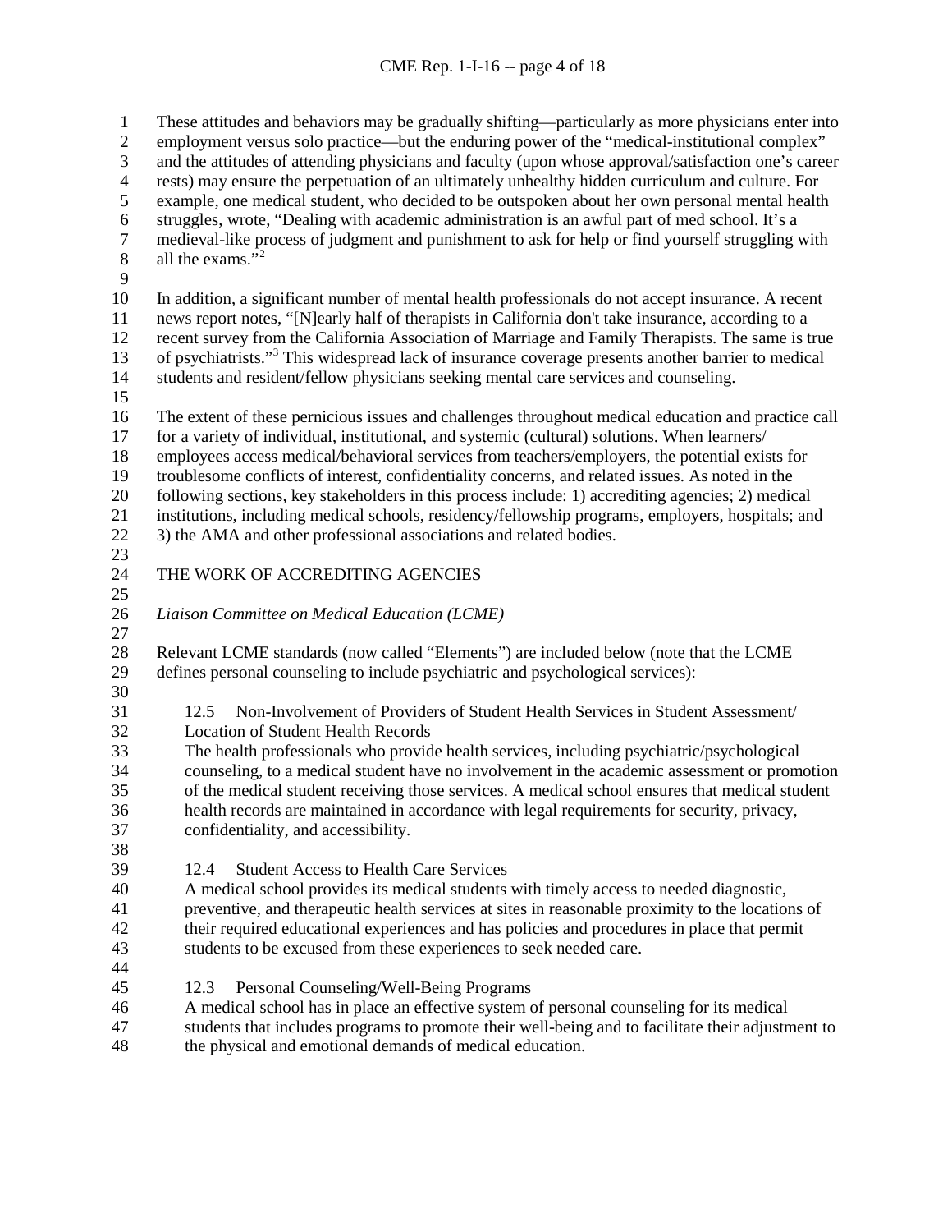These attitudes and behaviors may be gradually shifting—particularly as more physicians enter into employment versus solo practice—but the enduring power of the "medical-institutional complex" and the attitudes of attending physicians and faculty (upon whose approval/satisfaction one's career rests) may ensure the perpetuation of an ultimately unhealthy hidden curriculum and culture. For example, one medical student, who decided to be outspoken about her own personal mental health struggles, wrote, "Dealing with academic administration is an awful part of med school. It's a medieval-like process of judgment and punishment to ask for help or find yourself struggling with all the exams."[2]

In addition, a significant number of mental health professionals do not accept insurance. A recent news report notes, "[N]early half of therapists in California don't take insurance, according to a recent survey from the California Association of Marriage and Family Therapists. The same is true of psychiatrists."[3] This widespread lack of insurance coverage presents another barrier to medical students and resident/fellow physicians seeking mental care services and counseling.

The extent of these pernicious issues and challenges throughout medical education and practice call for a variety of individual, institutional, and systemic (cultural) solutions. When learners/ employees access medical/behavioral services from teachers/employers, the potential exists for troublesome conflicts of interest, confidentiality concerns, and related issues. As noted in the following sections, key stakeholders in this process include: 1) accrediting agencies; 2) medical institutions, including medical schools, residency/fellowship programs, employers, hospitals; and 3) the AMA and other professional associations and related bodies.

## THE WORK OF ACCREDITING AGENCIES

### *Liaison Committee on Medical Education (LCME)*

Relevant LCME standards (now called "Elements") are included below (note that the LCME defines personal counseling to include psychiatric and psychological services):

> 12.5 Non-Involvement of Providers of Student Health Services in Student Assessment/ Location of Student Health Records
> The health professionals who provide health services, including psychiatric/psychological counseling, to a medical student have no involvement in the academic assessment or promotion of the medical student receiving those services. A medical school ensures that medical student health records are maintained in accordance with legal requirements for security, privacy, confidentiality, and accessibility.

> 12.4 Student Access to Health Care Services
> A medical school provides its medical students with timely access to needed diagnostic, preventive, and therapeutic health services at sites in reasonable proximity to the locations of their required educational experiences and has policies and procedures in place that permit students to be excused from these experiences to seek needed care.

> 12.3 Personal Counseling/Well-Being Programs
> A medical school has in place an effective system of personal counseling for its medical students that includes programs to promote their well-being and to facilitate their adjustment to the physical and emotional demands of medical education.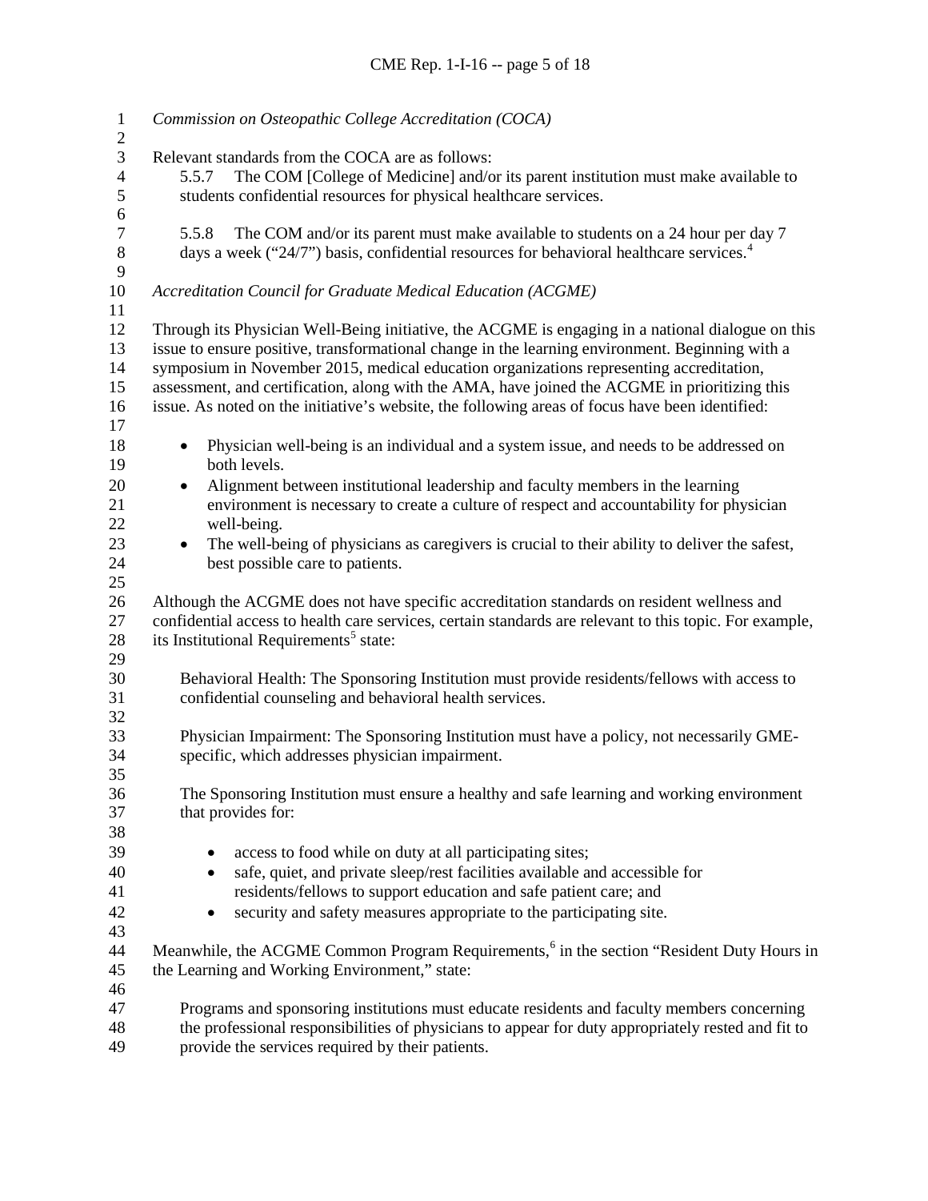*Commission on Osteopathic College Accreditation (COCA)*

Relevant standards from the COCA are as follows:

> 5.5.7 The COM [College of Medicine] and/or its parent institution must make available to students confidential resources for physical healthcare services.
>
> 5.5.8 The COM and/or its parent must make available to students on a 24 hour per day 7 days a week ("24/7") basis, confidential resources for behavioral healthcare services.[4]

*Accreditation Council for Graduate Medical Education (ACGME)*

Through its Physician Well-Being initiative, the ACGME is engaging in a national dialogue on this issue to ensure positive, transformational change in the learning environment. Beginning with a symposium in November 2015, medical education organizations representing accreditation, assessment, and certification, along with the AMA, have joined the ACGME in prioritizing this issue. As noted on the initiative's website, the following areas of focus have been identified:

- Physician well-being is an individual and a system issue, and needs to be addressed on both levels.
- Alignment between institutional leadership and faculty members in the learning environment is necessary to create a culture of respect and accountability for physician well-being.
- The well-being of physicians as caregivers is crucial to their ability to deliver the safest, best possible care to patients.

Although the ACGME does not have specific accreditation standards on resident wellness and confidential access to health care services, certain standards are relevant to this topic. For example, its Institutional Requirements[5] state:

> Behavioral Health: The Sponsoring Institution must provide residents/fellows with access to confidential counseling and behavioral health services.
>
> Physician Impairment: The Sponsoring Institution must have a policy, not necessarily GME-specific, which addresses physician impairment.
>
> The Sponsoring Institution must ensure a healthy and safe learning and working environment that provides for:
>
> - access to food while on duty at all participating sites;
> - safe, quiet, and private sleep/rest facilities available and accessible for residents/fellows to support education and safe patient care; and
> - security and safety measures appropriate to the participating site.

Meanwhile, the ACGME Common Program Requirements,[6] in the section "Resident Duty Hours in the Learning and Working Environment," state:

> Programs and sponsoring institutions must educate residents and faculty members concerning the professional responsibilities of physicians to appear for duty appropriately rested and fit to provide the services required by their patients.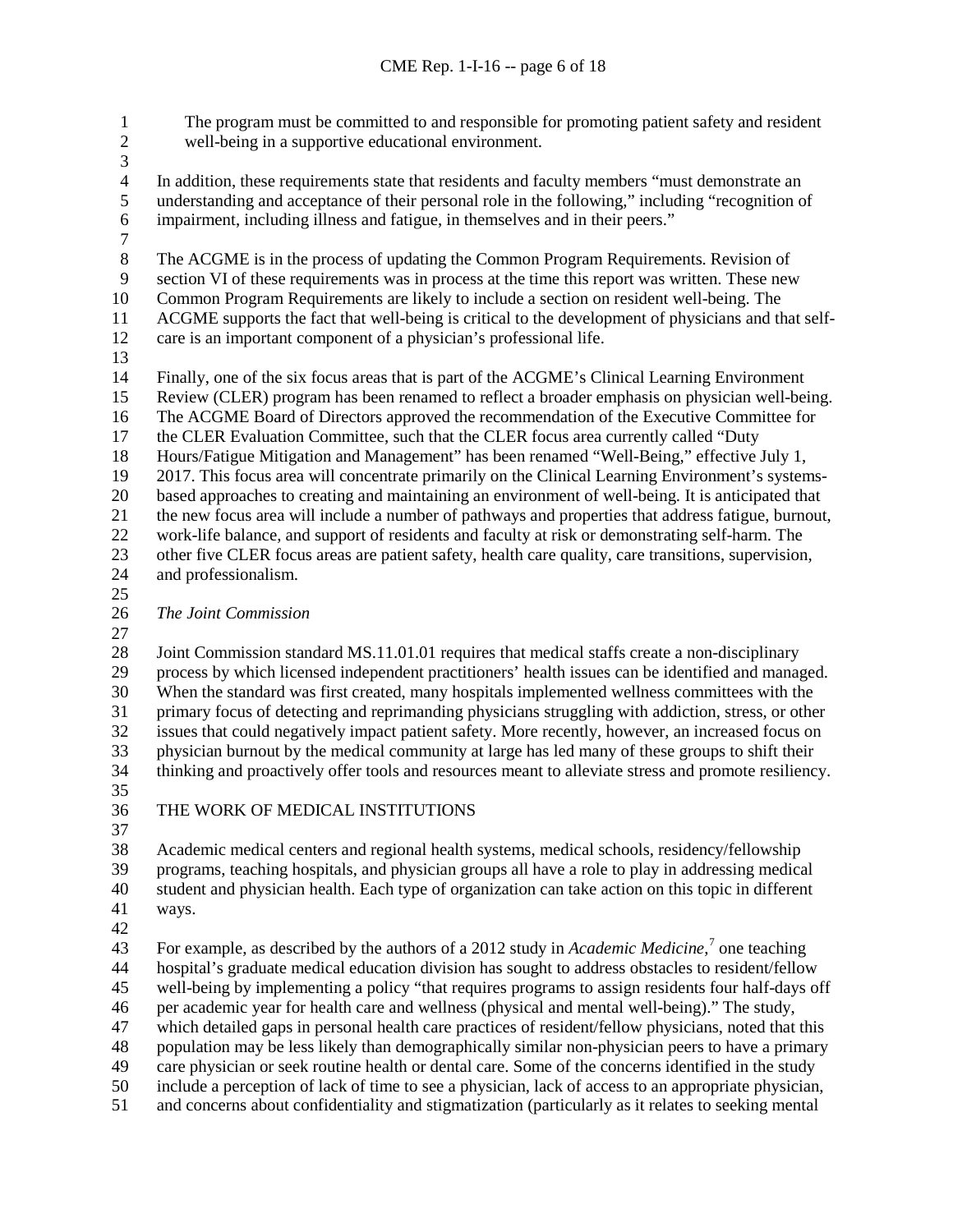The program must be committed to and responsible for promoting patient safety and resident well-being in a supportive educational environment.

In addition, these requirements state that residents and faculty members "must demonstrate an understanding and acceptance of their personal role in the following," including "recognition of impairment, including illness and fatigue, in themselves and in their peers."

The ACGME is in the process of updating the Common Program Requirements. Revision of section VI of these requirements was in process at the time this report was written. These new Common Program Requirements are likely to include a section on resident well-being. The ACGME supports the fact that well-being is critical to the development of physicians and that self-care is an important component of a physician's professional life.

Finally, one of the six focus areas that is part of the ACGME's Clinical Learning Environment Review (CLER) program has been renamed to reflect a broader emphasis on physician well-being. The ACGME Board of Directors approved the recommendation of the Executive Committee for the CLER Evaluation Committee, such that the CLER focus area currently called "Duty Hours/Fatigue Mitigation and Management" has been renamed "Well-Being," effective July 1, 2017. This focus area will concentrate primarily on the Clinical Learning Environment's systems-based approaches to creating and maintaining an environment of well-being. It is anticipated that the new focus area will include a number of pathways and properties that address fatigue, burnout, work-life balance, and support of residents and faculty at risk or demonstrating self-harm. The other five CLER focus areas are patient safety, health care quality, care transitions, supervision, and professionalism.

*The Joint Commission*

Joint Commission standard MS.11.01.01 requires that medical staffs create a non-disciplinary process by which licensed independent practitioners' health issues can be identified and managed. When the standard was first created, many hospitals implemented wellness committees with the primary focus of detecting and reprimanding physicians struggling with addiction, stress, or other issues that could negatively impact patient safety. More recently, however, an increased focus on physician burnout by the medical community at large has led many of these groups to shift their thinking and proactively offer tools and resources meant to alleviate stress and promote resiliency.

## THE WORK OF MEDICAL INSTITUTIONS

Academic medical centers and regional health systems, medical schools, residency/fellowship programs, teaching hospitals, and physician groups all have a role to play in addressing medical student and physician health. Each type of organization can take action on this topic in different ways.

For example, as described by the authors of a 2012 study in *Academic Medicine*,[7] one teaching hospital's graduate medical education division has sought to address obstacles to resident/fellow well-being by implementing a policy "that requires programs to assign residents four half-days off per academic year for health care and wellness (physical and mental well-being)." The study, which detailed gaps in personal health care practices of resident/fellow physicians, noted that this population may be less likely than demographically similar non-physician peers to have a primary care physician or seek routine health or dental care. Some of the concerns identified in the study include a perception of lack of time to see a physician, lack of access to an appropriate physician, and concerns about confidentiality and stigmatization (particularly as it relates to seeking mental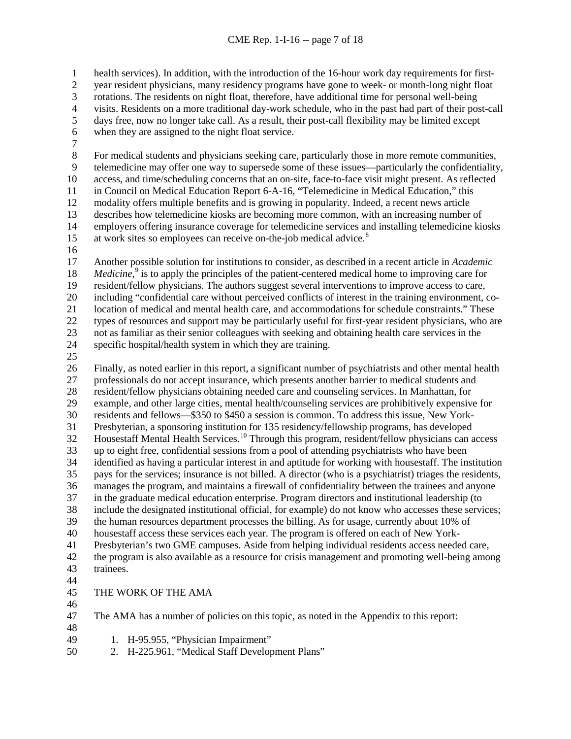health services). In addition, with the introduction of the 16-hour work day requirements for first-year resident physicians, many residency programs have gone to week- or month-long night float rotations. The residents on night float, therefore, have additional time for personal well-being visits. Residents on a more traditional day-work schedule, who in the past had part of their post-call days free, now no longer take call. As a result, their post-call flexibility may be limited except when they are assigned to the night float service.

For medical students and physicians seeking care, particularly those in more remote communities, telemedicine may offer one way to supersede some of these issues—particularly the confidentiality, access, and time/scheduling concerns that an on-site, face-to-face visit might present. As reflected in Council on Medical Education Report 6-A-16, "Telemedicine in Medical Education," this modality offers multiple benefits and is growing in popularity. Indeed, a recent news article describes how telemedicine kiosks are becoming more common, with an increasing number of employers offering insurance coverage for telemedicine services and installing telemedicine kiosks at work sites so employees can receive on-the-job medical advice.[8]

Another possible solution for institutions to consider, as described in a recent article in *Academic Medicine*,[9] is to apply the principles of the patient-centered medical home to improving care for resident/fellow physicians. The authors suggest several interventions to improve access to care, including "confidential care without perceived conflicts of interest in the training environment, co-location of medical and mental health care, and accommodations for schedule constraints." These types of resources and support may be particularly useful for first-year resident physicians, who are not as familiar as their senior colleagues with seeking and obtaining health care services in the specific hospital/health system in which they are training.

Finally, as noted earlier in this report, a significant number of psychiatrists and other mental health professionals do not accept insurance, which presents another barrier to medical students and resident/fellow physicians obtaining needed care and counseling services. In Manhattan, for example, and other large cities, mental health/counseling services are prohibitively expensive for residents and fellows—$350 to $450 a session is common. To address this issue, New York-Presbyterian, a sponsoring institution for 135 residency/fellowship programs, has developed Housestaff Mental Health Services.[10] Through this program, resident/fellow physicians can access up to eight free, confidential sessions from a pool of attending psychiatrists who have been identified as having a particular interest in and aptitude for working with housestaff. The institution pays for the services; insurance is not billed. A director (who is a psychiatrist) triages the residents, manages the program, and maintains a firewall of confidentiality between the trainees and anyone in the graduate medical education enterprise. Program directors and institutional leadership (to include the designated institutional official, for example) do not know who accesses these services; the human resources department processes the billing. As for usage, currently about 10% of housestaff access these services each year. The program is offered on each of New York-Presbyterian's two GME campuses. Aside from helping individual residents access needed care, the program is also available as a resource for crisis management and promoting well-being among trainees.

## THE WORK OF THE AMA

The AMA has a number of policies on this topic, as noted in the Appendix to this report:

1. H-95.955, "Physician Impairment"
2. H-225.961, "Medical Staff Development Plans"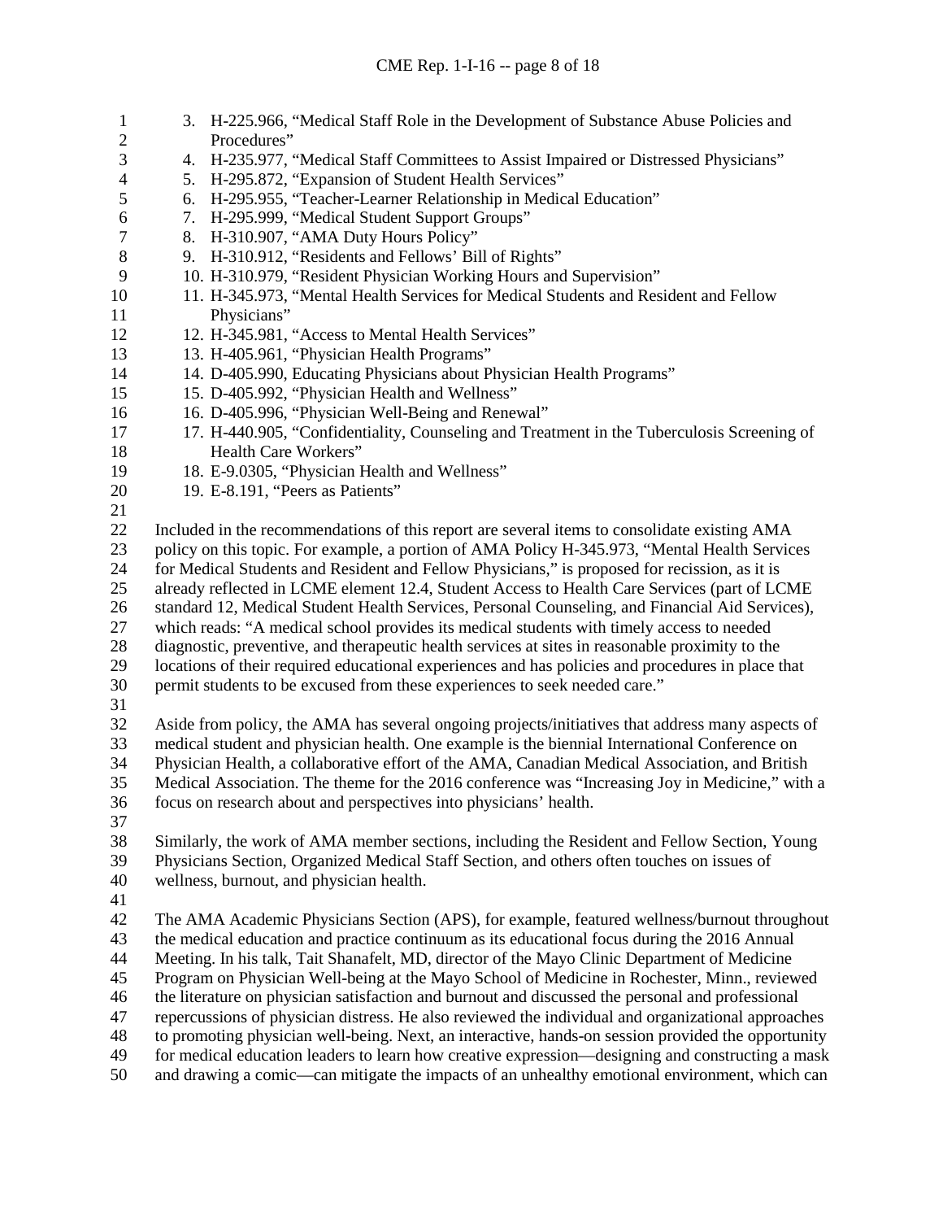3. H-225.966, "Medical Staff Role in the Development of Substance Abuse Policies and Procedures"
4. H-235.977, "Medical Staff Committees to Assist Impaired or Distressed Physicians"
5. H-295.872, "Expansion of Student Health Services"
6. H-295.955, "Teacher-Learner Relationship in Medical Education"
7. H-295.999, "Medical Student Support Groups"
8. H-310.907, "AMA Duty Hours Policy"
9. H-310.912, "Residents and Fellows' Bill of Rights"
10. H-310.979, "Resident Physician Working Hours and Supervision"
11. H-345.973, "Mental Health Services for Medical Students and Resident and Fellow Physicians"
12. H-345.981, "Access to Mental Health Services"
13. H-405.961, "Physician Health Programs"
14. D-405.990, Educating Physicians about Physician Health Programs"
15. D-405.992, "Physician Health and Wellness"
16. D-405.996, "Physician Well-Being and Renewal"
17. H-440.905, "Confidentiality, Counseling and Treatment in the Tuberculosis Screening of Health Care Workers"
18. E-9.0305, "Physician Health and Wellness"
19. E-8.191, "Peers as Patients"

Included in the recommendations of this report are several items to consolidate existing AMA policy on this topic. For example, a portion of AMA Policy H-345.973, "Mental Health Services for Medical Students and Resident and Fellow Physicians," is proposed for recission, as it is already reflected in LCME element 12.4, Student Access to Health Care Services (part of LCME standard 12, Medical Student Health Services, Personal Counseling, and Financial Aid Services), which reads: "A medical school provides its medical students with timely access to needed diagnostic, preventive, and therapeutic health services at sites in reasonable proximity to the locations of their required educational experiences and has policies and procedures in place that permit students to be excused from these experiences to seek needed care."

Aside from policy, the AMA has several ongoing projects/initiatives that address many aspects of medical student and physician health. One example is the biennial International Conference on Physician Health, a collaborative effort of the AMA, Canadian Medical Association, and British Medical Association. The theme for the 2016 conference was "Increasing Joy in Medicine," with a focus on research about and perspectives into physicians' health.

Similarly, the work of AMA member sections, including the Resident and Fellow Section, Young Physicians Section, Organized Medical Staff Section, and others often touches on issues of wellness, burnout, and physician health.

The AMA Academic Physicians Section (APS), for example, featured wellness/burnout throughout the medical education and practice continuum as its educational focus during the 2016 Annual Meeting. In his talk, Tait Shanafelt, MD, director of the Mayo Clinic Department of Medicine Program on Physician Well-being at the Mayo School of Medicine in Rochester, Minn., reviewed the literature on physician satisfaction and burnout and discussed the personal and professional repercussions of physician distress. He also reviewed the individual and organizational approaches to promoting physician well-being. Next, an interactive, hands-on session provided the opportunity for medical education leaders to learn how creative expression—designing and constructing a mask and drawing a comic—can mitigate the impacts of an unhealthy emotional environment, which can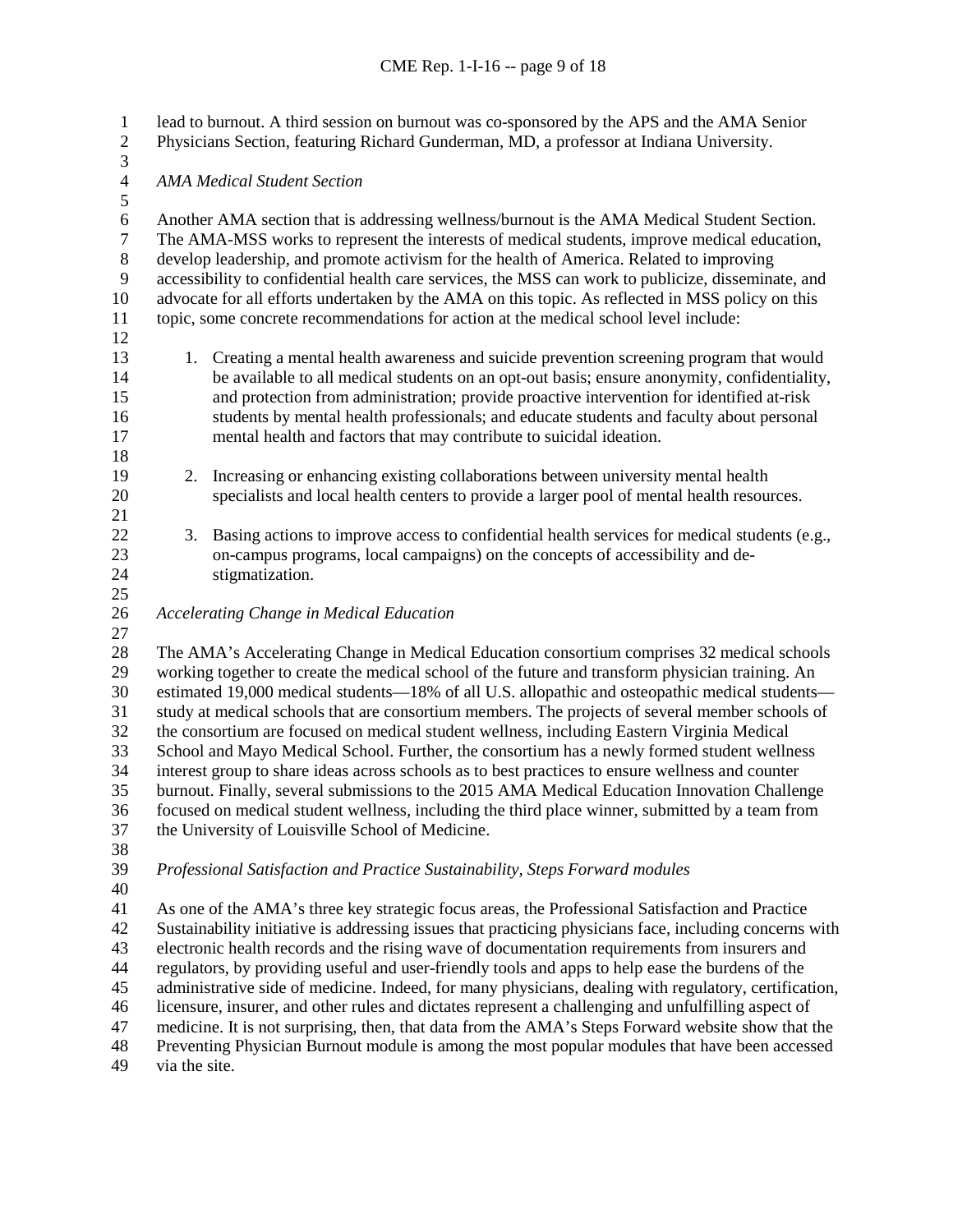lead to burnout. A third session on burnout was co-sponsored by the APS and the AMA Senior Physicians Section, featuring Richard Gunderman, MD, a professor at Indiana University.

*AMA Medical Student Section*

Another AMA section that is addressing wellness/burnout is the AMA Medical Student Section. The AMA-MSS works to represent the interests of medical students, improve medical education, develop leadership, and promote activism for the health of America. Related to improving accessibility to confidential health care services, the MSS can work to publicize, disseminate, and advocate for all efforts undertaken by the AMA on this topic. As reflected in MSS policy on this topic, some concrete recommendations for action at the medical school level include:

1. Creating a mental health awareness and suicide prevention screening program that would be available to all medical students on an opt-out basis; ensure anonymity, confidentiality, and protection from administration; provide proactive intervention for identified at-risk students by mental health professionals; and educate students and faculty about personal mental health and factors that may contribute to suicidal ideation.

2. Increasing or enhancing existing collaborations between university mental health specialists and local health centers to provide a larger pool of mental health resources.

3. Basing actions to improve access to confidential health services for medical students (e.g., on-campus programs, local campaigns) on the concepts of accessibility and de-stigmatization.

*Accelerating Change in Medical Education*

The AMA's Accelerating Change in Medical Education consortium comprises 32 medical schools working together to create the medical school of the future and transform physician training. An estimated 19,000 medical students—18% of all U.S. allopathic and osteopathic medical students—study at medical schools that are consortium members. The projects of several member schools of the consortium are focused on medical student wellness, including Eastern Virginia Medical School and Mayo Medical School. Further, the consortium has a newly formed student wellness interest group to share ideas across schools as to best practices to ensure wellness and counter burnout. Finally, several submissions to the 2015 AMA Medical Education Innovation Challenge focused on medical student wellness, including the third place winner, submitted by a team from the University of Louisville School of Medicine.

*Professional Satisfaction and Practice Sustainability, Steps Forward modules*

As one of the AMA's three key strategic focus areas, the Professional Satisfaction and Practice Sustainability initiative is addressing issues that practicing physicians face, including concerns with electronic health records and the rising wave of documentation requirements from insurers and regulators, by providing useful and user-friendly tools and apps to help ease the burdens of the administrative side of medicine. Indeed, for many physicians, dealing with regulatory, certification, licensure, insurer, and other rules and dictates represent a challenging and unfulfilling aspect of medicine. It is not surprising, then, that data from the AMA's Steps Forward website show that the Preventing Physician Burnout module is among the most popular modules that have been accessed via the site.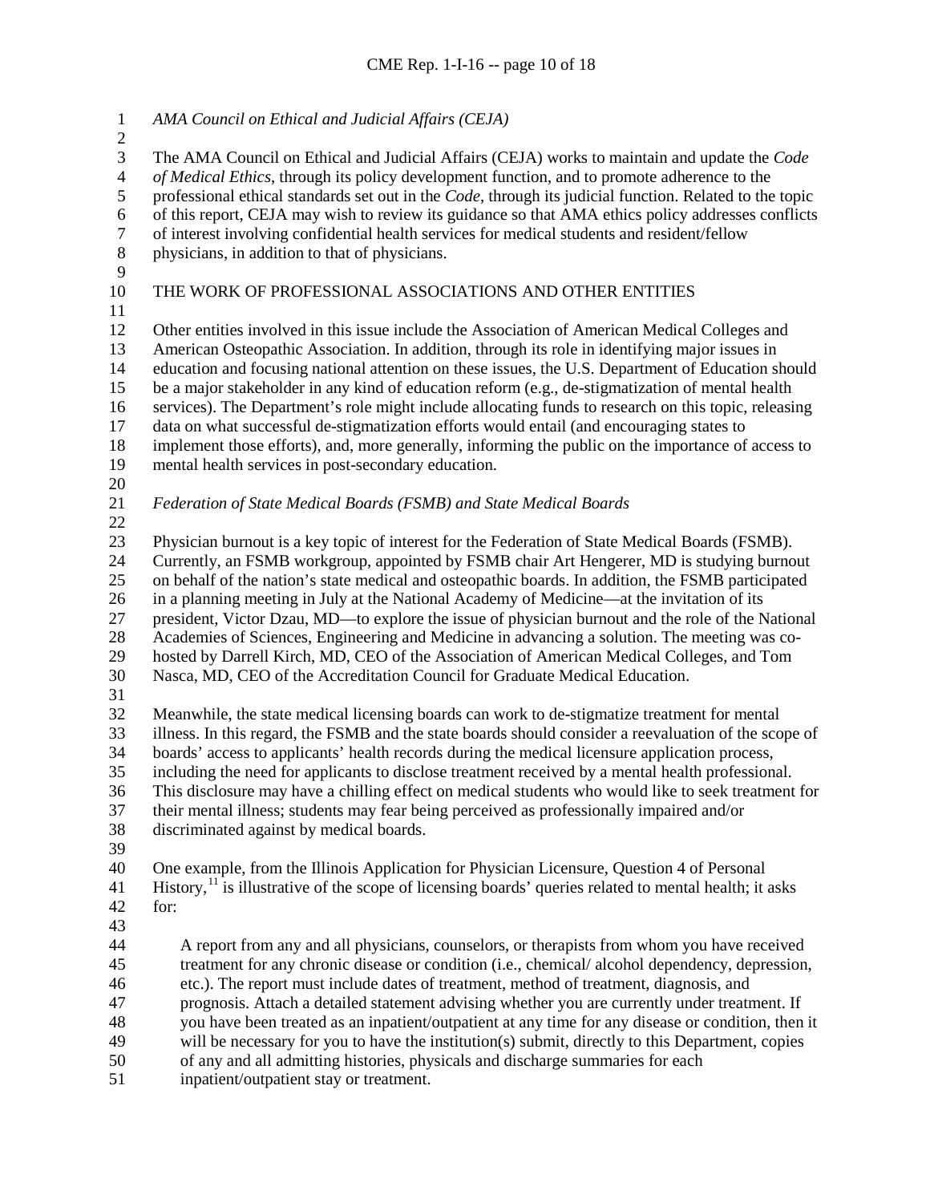*AMA Council on Ethical and Judicial Affairs (CEJA)*

The AMA Council on Ethical and Judicial Affairs (CEJA) works to maintain and update the *Code of Medical Ethics*, through its policy development function, and to promote adherence to the professional ethical standards set out in the *Code*, through its judicial function. Related to the topic of this report, CEJA may wish to review its guidance so that AMA ethics policy addresses conflicts of interest involving confidential health services for medical students and resident/fellow physicians, in addition to that of physicians.

## THE WORK OF PROFESSIONAL ASSOCIATIONS AND OTHER ENTITIES

Other entities involved in this issue include the Association of American Medical Colleges and American Osteopathic Association. In addition, through its role in identifying major issues in education and focusing national attention on these issues, the U.S. Department of Education should be a major stakeholder in any kind of education reform (e.g., de-stigmatization of mental health services). The Department's role might include allocating funds to research on this topic, releasing data on what successful de-stigmatization efforts would entail (and encouraging states to implement those efforts), and, more generally, informing the public on the importance of access to mental health services in post-secondary education.

*Federation of State Medical Boards (FSMB) and State Medical Boards*

Physician burnout is a key topic of interest for the Federation of State Medical Boards (FSMB). Currently, an FSMB workgroup, appointed by FSMB chair Art Hengerer, MD is studying burnout on behalf of the nation's state medical and osteopathic boards. In addition, the FSMB participated in a planning meeting in July at the National Academy of Medicine—at the invitation of its president, Victor Dzau, MD—to explore the issue of physician burnout and the role of the National Academies of Sciences, Engineering and Medicine in advancing a solution. The meeting was co-hosted by Darrell Kirch, MD, CEO of the Association of American Medical Colleges, and Tom Nasca, MD, CEO of the Accreditation Council for Graduate Medical Education.

Meanwhile, the state medical licensing boards can work to de-stigmatize treatment for mental illness. In this regard, the FSMB and the state boards should consider a reevaluation of the scope of boards' access to applicants' health records during the medical licensure application process, including the need for applicants to disclose treatment received by a mental health professional. This disclosure may have a chilling effect on medical students who would like to seek treatment for their mental illness; students may fear being perceived as professionally impaired and/or discriminated against by medical boards.

One example, from the Illinois Application for Physician Licensure, Question 4 of Personal History,[11] is illustrative of the scope of licensing boards' queries related to mental health; it asks for:

> A report from any and all physicians, counselors, or therapists from whom you have received treatment for any chronic disease or condition (i.e., chemical/ alcohol dependency, depression, etc.). The report must include dates of treatment, method of treatment, diagnosis, and prognosis. Attach a detailed statement advising whether you are currently under treatment. If you have been treated as an inpatient/outpatient at any time for any disease or condition, then it will be necessary for you to have the institution(s) submit, directly to this Department, copies of any and all admitting histories, physicals and discharge summaries for each inpatient/outpatient stay or treatment.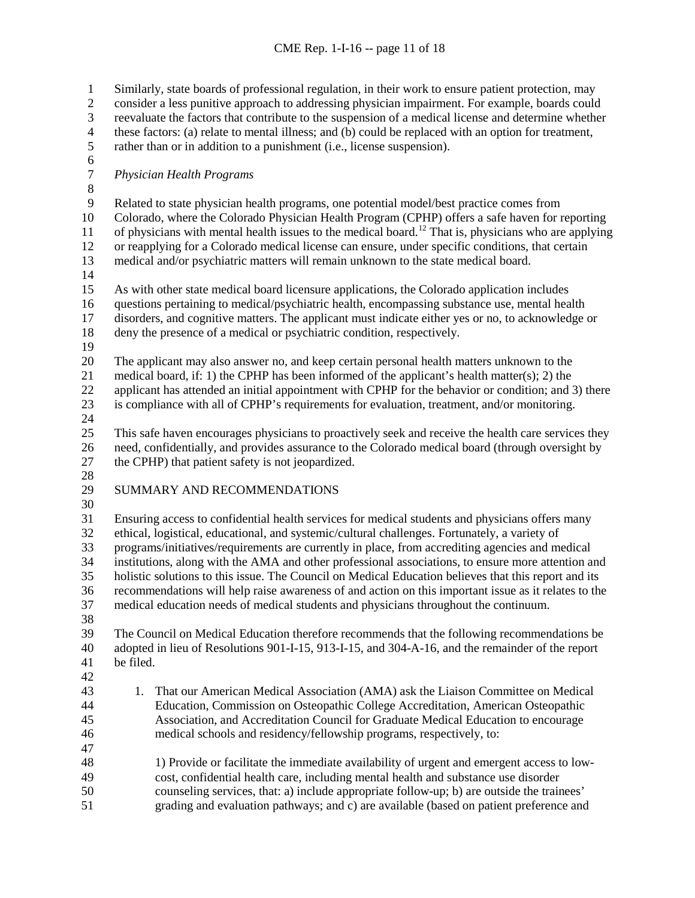Similarly, state boards of professional regulation, in their work to ensure patient protection, may consider a less punitive approach to addressing physician impairment. For example, boards could reevaluate the factors that contribute to the suspension of a medical license and determine whether these factors: (a) relate to mental illness; and (b) could be replaced with an option for treatment, rather than or in addition to a punishment (i.e., license suspension).

*Physician Health Programs*

Related to state physician health programs, one potential model/best practice comes from Colorado, where the Colorado Physician Health Program (CPHP) offers a safe haven for reporting of physicians with mental health issues to the medical board.[12] That is, physicians who are applying or reapplying for a Colorado medical license can ensure, under specific conditions, that certain medical and/or psychiatric matters will remain unknown to the state medical board.

As with other state medical board licensure applications, the Colorado application includes questions pertaining to medical/psychiatric health, encompassing substance use, mental health disorders, and cognitive matters. The applicant must indicate either yes or no, to acknowledge or deny the presence of a medical or psychiatric condition, respectively.

The applicant may also answer no, and keep certain personal health matters unknown to the medical board, if: 1) the CPHP has been informed of the applicant's health matter(s); 2) the applicant has attended an initial appointment with CPHP for the behavior or condition; and 3) there is compliance with all of CPHP's requirements for evaluation, treatment, and/or monitoring.

This safe haven encourages physicians to proactively seek and receive the health care services they need, confidentially, and provides assurance to the Colorado medical board (through oversight by the CPHP) that patient safety is not jeopardized.

## SUMMARY AND RECOMMENDATIONS

Ensuring access to confidential health services for medical students and physicians offers many ethical, logistical, educational, and systemic/cultural challenges. Fortunately, a variety of programs/initiatives/requirements are currently in place, from accrediting agencies and medical institutions, along with the AMA and other professional associations, to ensure more attention and holistic solutions to this issue. The Council on Medical Education believes that this report and its recommendations will help raise awareness of and action on this important issue as it relates to the medical education needs of medical students and physicians throughout the continuum.

The Council on Medical Education therefore recommends that the following recommendations be adopted in lieu of Resolutions 901-I-15, 913-I-15, and 304-A-16, and the remainder of the report be filed.

1. That our American Medical Association (AMA) ask the Liaison Committee on Medical Education, Commission on Osteopathic College Accreditation, American Osteopathic Association, and Accreditation Council for Graduate Medical Education to encourage medical schools and residency/fellowship programs, respectively, to:

   1) Provide or facilitate the immediate availability of urgent and emergent access to low-cost, confidential health care, including mental health and substance use disorder counseling services, that: a) include appropriate follow-up; b) are outside the trainees' grading and evaluation pathways; and c) are available (based on patient preference and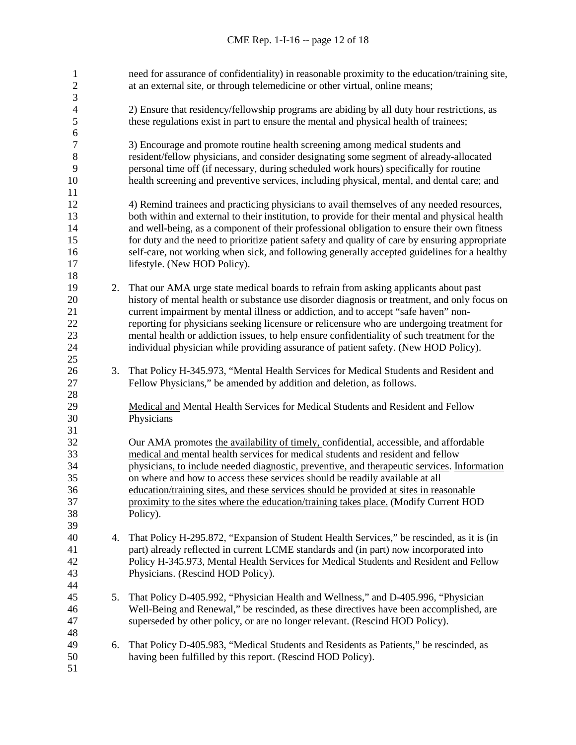need for assurance of confidentiality) in reasonable proximity to the education/training site, at an external site, or through telemedicine or other virtual, online means;

2) Ensure that residency/fellowship programs are abiding by all duty hour restrictions, as these regulations exist in part to ensure the mental and physical health of trainees;

3) Encourage and promote routine health screening among medical students and resident/fellow physicians, and consider designating some segment of already-allocated personal time off (if necessary, during scheduled work hours) specifically for routine health screening and preventive services, including physical, mental, and dental care; and

4) Remind trainees and practicing physicians to avail themselves of any needed resources, both within and external to their institution, to provide for their mental and physical health and well-being, as a component of their professional obligation to ensure their own fitness for duty and the need to prioritize patient safety and quality of care by ensuring appropriate self-care, not working when sick, and following generally accepted guidelines for a healthy lifestyle. (New HOD Policy).

2. That our AMA urge state medical boards to refrain from asking applicants about past history of mental health or substance use disorder diagnosis or treatment, and only focus on current impairment by mental illness or addiction, and to accept "safe haven" non-reporting for physicians seeking licensure or relicensure who are undergoing treatment for mental health or addiction issues, to help ensure confidentiality of such treatment for the individual physician while providing assurance of patient safety. (New HOD Policy).

3. That Policy H-345.973, "Mental Health Services for Medical Students and Resident and Fellow Physicians," be amended by addition and deletion, as follows.

   <u>Medical and</u> Mental Health Services for Medical Students and Resident and Fellow Physicians

   Our AMA promotes <u>the availability of timely,</u> confidential, accessible, and affordable <u>medical and</u> mental health services for medical students and resident and fellow physicians<u>, to include needed diagnostic, preventive, and therapeutic services</u>. <u>Information on where and how to access these services should be readily available at all education/training sites, and these services should be provided at sites in reasonable proximity to the sites where the education/training takes place.</u> (Modify Current HOD Policy).

4. That Policy H-295.872, "Expansion of Student Health Services," be rescinded, as it is (in part) already reflected in current LCME standards and (in part) now incorporated into Policy H-345.973, Mental Health Services for Medical Students and Resident and Fellow Physicians. (Rescind HOD Policy).

5. That Policy D-405.992, "Physician Health and Wellness," and D-405.996, "Physician Well-Being and Renewal," be rescinded, as these directives have been accomplished, are superseded by other policy, or are no longer relevant. (Rescind HOD Policy).

6. That Policy D-405.983, "Medical Students and Residents as Patients," be rescinded, as having been fulfilled by this report. (Rescind HOD Policy).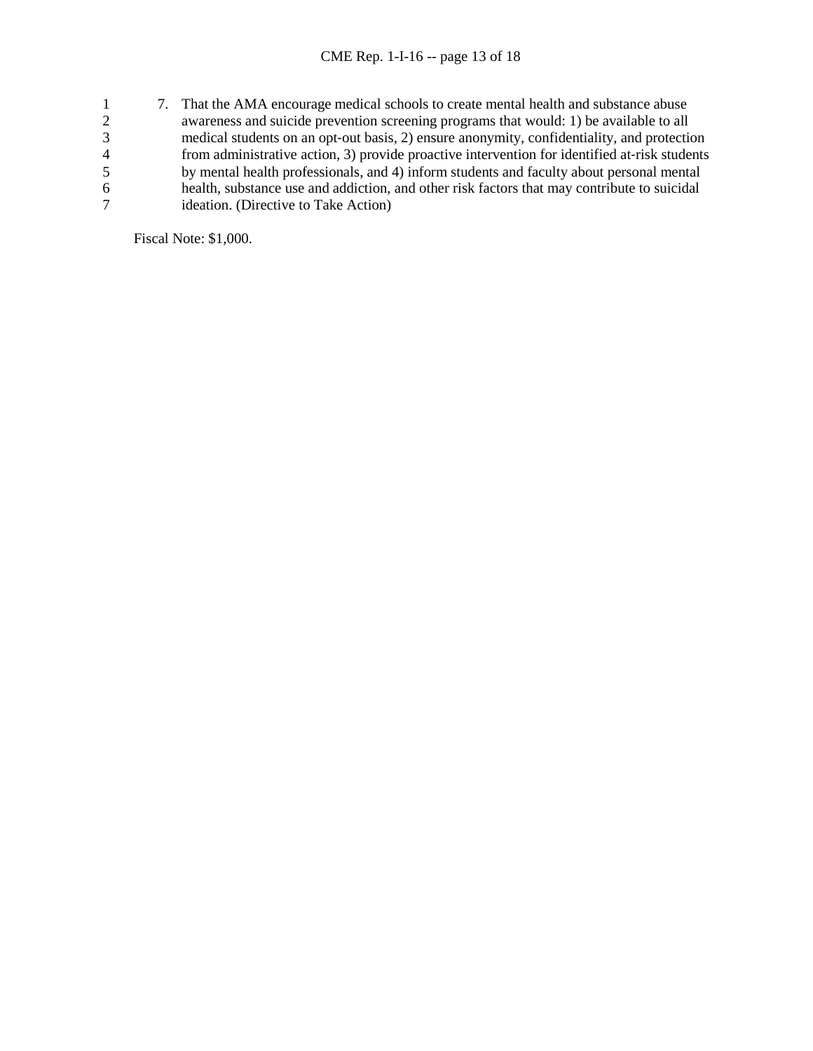7. That the AMA encourage medical schools to create mental health and substance abuse awareness and suicide prevention screening programs that would: 1) be available to all medical students on an opt-out basis, 2) ensure anonymity, confidentiality, and protection from administrative action, 3) provide proactive intervention for identified at-risk students by mental health professionals, and 4) inform students and faculty about personal mental health, substance use and addiction, and other risk factors that may contribute to suicidal ideation. (Directive to Take Action)

Fiscal Note: $1,000.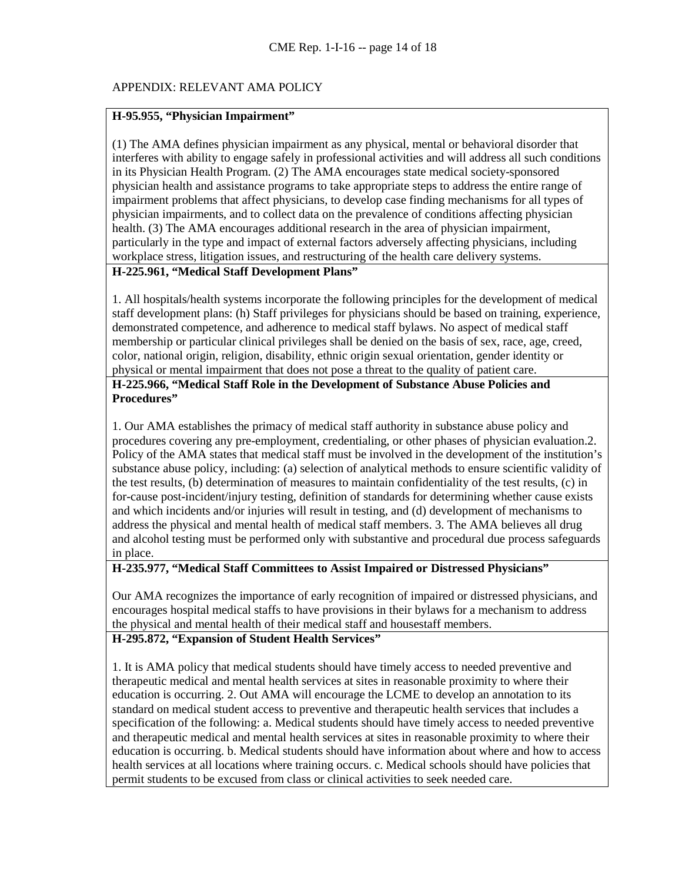APPENDIX: RELEVANT AMA POLICY

**H-95.955, "Physician Impairment"**

(1) The AMA defines physician impairment as any physical, mental or behavioral disorder that interferes with ability to engage safely in professional activities and will address all such conditions in its Physician Health Program. (2) The AMA encourages state medical society-sponsored physician health and assistance programs to take appropriate steps to address the entire range of impairment problems that affect physicians, to develop case finding mechanisms for all types of physician impairments, and to collect data on the prevalence of conditions affecting physician health. (3) The AMA encourages additional research in the area of physician impairment, particularly in the type and impact of external factors adversely affecting physicians, including workplace stress, litigation issues, and restructuring of the health care delivery systems.

**H-225.961, "Medical Staff Development Plans"**

1. All hospitals/health systems incorporate the following principles for the development of medical staff development plans: (h) Staff privileges for physicians should be based on training, experience, demonstrated competence, and adherence to medical staff bylaws. No aspect of medical staff membership or particular clinical privileges shall be denied on the basis of sex, race, age, creed, color, national origin, religion, disability, ethnic origin sexual orientation, gender identity or physical or mental impairment that does not pose a threat to the quality of patient care.

**H-225.966, "Medical Staff Role in the Development of Substance Abuse Policies and Procedures"**

1. Our AMA establishes the primacy of medical staff authority in substance abuse policy and procedures covering any pre-employment, credentialing, or other phases of physician evaluation.2. Policy of the AMA states that medical staff must be involved in the development of the institution's substance abuse policy, including: (a) selection of analytical methods to ensure scientific validity of the test results, (b) determination of measures to maintain confidentiality of the test results, (c) in for-cause post-incident/injury testing, definition of standards for determining whether cause exists and which incidents and/or injuries will result in testing, and (d) development of mechanisms to address the physical and mental health of medical staff members. 3. The AMA believes all drug and alcohol testing must be performed only with substantive and procedural due process safeguards in place.

**H-235.977, "Medical Staff Committees to Assist Impaired or Distressed Physicians"**

Our AMA recognizes the importance of early recognition of impaired or distressed physicians, and encourages hospital medical staffs to have provisions in their bylaws for a mechanism to address the physical and mental health of their medical staff and housestaff members.

**H-295.872, "Expansion of Student Health Services"**

1. It is AMA policy that medical students should have timely access to needed preventive and therapeutic medical and mental health services at sites in reasonable proximity to where their education is occurring. 2. Out AMA will encourage the LCME to develop an annotation to its standard on medical student access to preventive and therapeutic health services that includes a specification of the following: a. Medical students should have timely access to needed preventive and therapeutic medical and mental health services at sites in reasonable proximity to where their education is occurring. b. Medical students should have information about where and how to access health services at all locations where training occurs. c. Medical schools should have policies that permit students to be excused from class or clinical activities to seek needed care.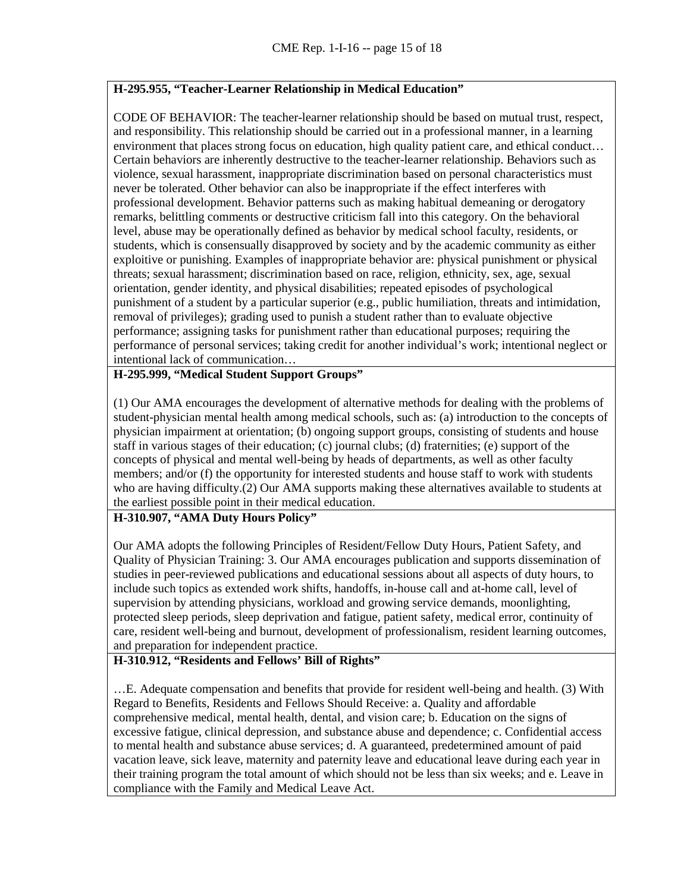**H-295.955, "Teacher-Learner Relationship in Medical Education"**

CODE OF BEHAVIOR: The teacher-learner relationship should be based on mutual trust, respect, and responsibility. This relationship should be carried out in a professional manner, in a learning environment that places strong focus on education, high quality patient care, and ethical conduct… Certain behaviors are inherently destructive to the teacher-learner relationship. Behaviors such as violence, sexual harassment, inappropriate discrimination based on personal characteristics must never be tolerated. Other behavior can also be inappropriate if the effect interferes with professional development. Behavior patterns such as making habitual demeaning or derogatory remarks, belittling comments or destructive criticism fall into this category. On the behavioral level, abuse may be operationally defined as behavior by medical school faculty, residents, or students, which is consensually disapproved by society and by the academic community as either exploitive or punishing. Examples of inappropriate behavior are: physical punishment or physical threats; sexual harassment; discrimination based on race, religion, ethnicity, sex, age, sexual orientation, gender identity, and physical disabilities; repeated episodes of psychological punishment of a student by a particular superior (e.g., public humiliation, threats and intimidation, removal of privileges); grading used to punish a student rather than to evaluate objective performance; assigning tasks for punishment rather than educational purposes; requiring the performance of personal services; taking credit for another individual's work; intentional neglect or intentional lack of communication…

**H-295.999, "Medical Student Support Groups"**

(1) Our AMA encourages the development of alternative methods for dealing with the problems of student-physician mental health among medical schools, such as: (a) introduction to the concepts of physician impairment at orientation; (b) ongoing support groups, consisting of students and house staff in various stages of their education; (c) journal clubs; (d) fraternities; (e) support of the concepts of physical and mental well-being by heads of departments, as well as other faculty members; and/or (f) the opportunity for interested students and house staff to work with students who are having difficulty.(2) Our AMA supports making these alternatives available to students at the earliest possible point in their medical education.

**H-310.907, "AMA Duty Hours Policy"**

Our AMA adopts the following Principles of Resident/Fellow Duty Hours, Patient Safety, and Quality of Physician Training: 3. Our AMA encourages publication and supports dissemination of studies in peer-reviewed publications and educational sessions about all aspects of duty hours, to include such topics as extended work shifts, handoffs, in-house call and at-home call, level of supervision by attending physicians, workload and growing service demands, moonlighting, protected sleep periods, sleep deprivation and fatigue, patient safety, medical error, continuity of care, resident well-being and burnout, development of professionalism, resident learning outcomes, and preparation for independent practice.

**H-310.912, "Residents and Fellows' Bill of Rights"**

…E. Adequate compensation and benefits that provide for resident well-being and health. (3) With Regard to Benefits, Residents and Fellows Should Receive: a. Quality and affordable comprehensive medical, mental health, dental, and vision care; b. Education on the signs of excessive fatigue, clinical depression, and substance abuse and dependence; c. Confidential access to mental health and substance abuse services; d. A guaranteed, predetermined amount of paid vacation leave, sick leave, maternity and paternity leave and educational leave during each year in their training program the total amount of which should not be less than six weeks; and e. Leave in compliance with the Family and Medical Leave Act.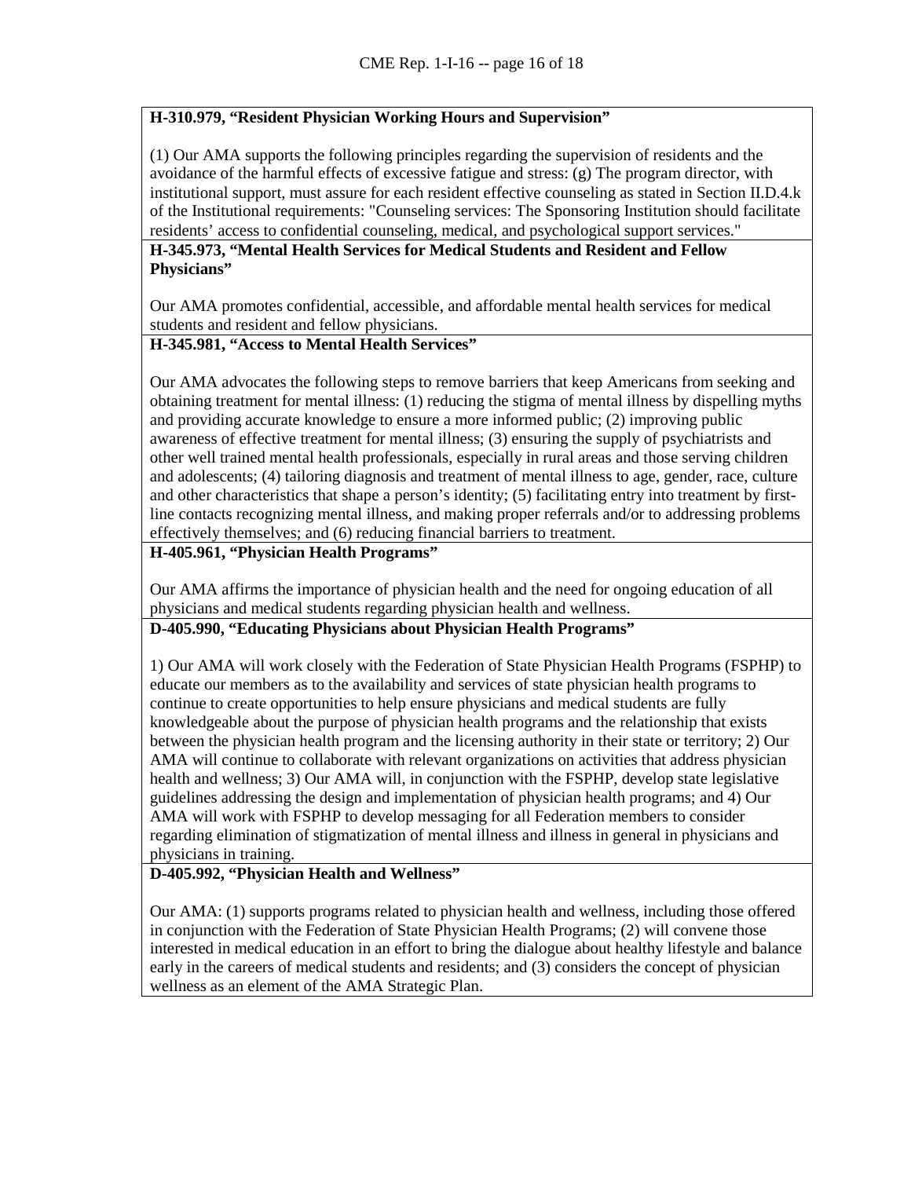**H-310.979, "Resident Physician Working Hours and Supervision"**

(1) Our AMA supports the following principles regarding the supervision of residents and the avoidance of the harmful effects of excessive fatigue and stress: (g) The program director, with institutional support, must assure for each resident effective counseling as stated in Section II.D.4.k of the Institutional requirements: "Counseling services: The Sponsoring Institution should facilitate residents' access to confidential counseling, medical, and psychological support services."

**H-345.973, "Mental Health Services for Medical Students and Resident and Fellow Physicians"**

Our AMA promotes confidential, accessible, and affordable mental health services for medical students and resident and fellow physicians.

**H-345.981, "Access to Mental Health Services"**

Our AMA advocates the following steps to remove barriers that keep Americans from seeking and obtaining treatment for mental illness: (1) reducing the stigma of mental illness by dispelling myths and providing accurate knowledge to ensure a more informed public; (2) improving public awareness of effective treatment for mental illness; (3) ensuring the supply of psychiatrists and other well trained mental health professionals, especially in rural areas and those serving children and adolescents; (4) tailoring diagnosis and treatment of mental illness to age, gender, race, culture and other characteristics that shape a person's identity; (5) facilitating entry into treatment by first-line contacts recognizing mental illness, and making proper referrals and/or to addressing problems effectively themselves; and (6) reducing financial barriers to treatment.

**H-405.961, "Physician Health Programs"**

Our AMA affirms the importance of physician health and the need for ongoing education of all physicians and medical students regarding physician health and wellness.

**D-405.990, "Educating Physicians about Physician Health Programs"**

1) Our AMA will work closely with the Federation of State Physician Health Programs (FSPHP) to educate our members as to the availability and services of state physician health programs to continue to create opportunities to help ensure physicians and medical students are fully knowledgeable about the purpose of physician health programs and the relationship that exists between the physician health program and the licensing authority in their state or territory; 2) Our AMA will continue to collaborate with relevant organizations on activities that address physician health and wellness; 3) Our AMA will, in conjunction with the FSPHP, develop state legislative guidelines addressing the design and implementation of physician health programs; and 4) Our AMA will work with FSPHP to develop messaging for all Federation members to consider regarding elimination of stigmatization of mental illness and illness in general in physicians and physicians in training.

**D-405.992, "Physician Health and Wellness"**

Our AMA: (1) supports programs related to physician health and wellness, including those offered in conjunction with the Federation of State Physician Health Programs; (2) will convene those interested in medical education in an effort to bring the dialogue about healthy lifestyle and balance early in the careers of medical students and residents; and (3) considers the concept of physician wellness as an element of the AMA Strategic Plan.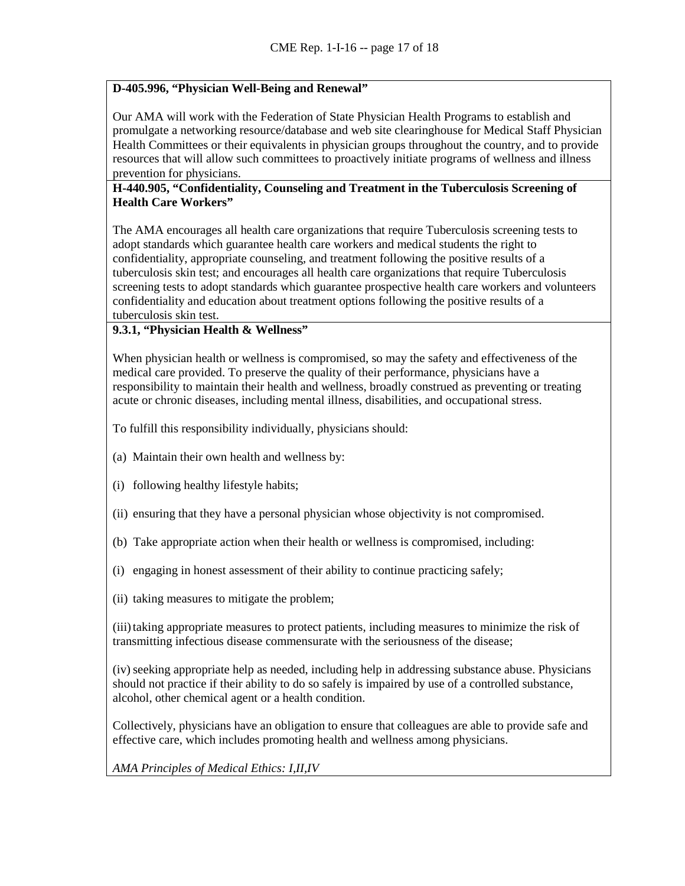**D-405.996, "Physician Well-Being and Renewal"**

Our AMA will work with the Federation of State Physician Health Programs to establish and promulgate a networking resource/database and web site clearinghouse for Medical Staff Physician Health Committees or their equivalents in physician groups throughout the country, and to provide resources that will allow such committees to proactively initiate programs of wellness and illness prevention for physicians.

**H-440.905, "Confidentiality, Counseling and Treatment in the Tuberculosis Screening of Health Care Workers"**

The AMA encourages all health care organizations that require Tuberculosis screening tests to adopt standards which guarantee health care workers and medical students the right to confidentiality, appropriate counseling, and treatment following the positive results of a tuberculosis skin test; and encourages all health care organizations that require Tuberculosis screening tests to adopt standards which guarantee prospective health care workers and volunteers confidentiality and education about treatment options following the positive results of a tuberculosis skin test.

**9.3.1, "Physician Health & Wellness"**

When physician health or wellness is compromised, so may the safety and effectiveness of the medical care provided. To preserve the quality of their performance, physicians have a responsibility to maintain their health and wellness, broadly construed as preventing or treating acute or chronic diseases, including mental illness, disabilities, and occupational stress.

To fulfill this responsibility individually, physicians should:

(a) Maintain their own health and wellness by:

(i) following healthy lifestyle habits;

(ii) ensuring that they have a personal physician whose objectivity is not compromised.

(b) Take appropriate action when their health or wellness is compromised, including:

(i) engaging in honest assessment of their ability to continue practicing safely;

(ii) taking measures to mitigate the problem;

(iii) taking appropriate measures to protect patients, including measures to minimize the risk of transmitting infectious disease commensurate with the seriousness of the disease;

(iv) seeking appropriate help as needed, including help in addressing substance abuse. Physicians should not practice if their ability to do so safely is impaired by use of a controlled substance, alcohol, other chemical agent or a health condition.

Collectively, physicians have an obligation to ensure that colleagues are able to provide safe and effective care, which includes promoting health and wellness among physicians.

*AMA Principles of Medical Ethics: I,II,IV*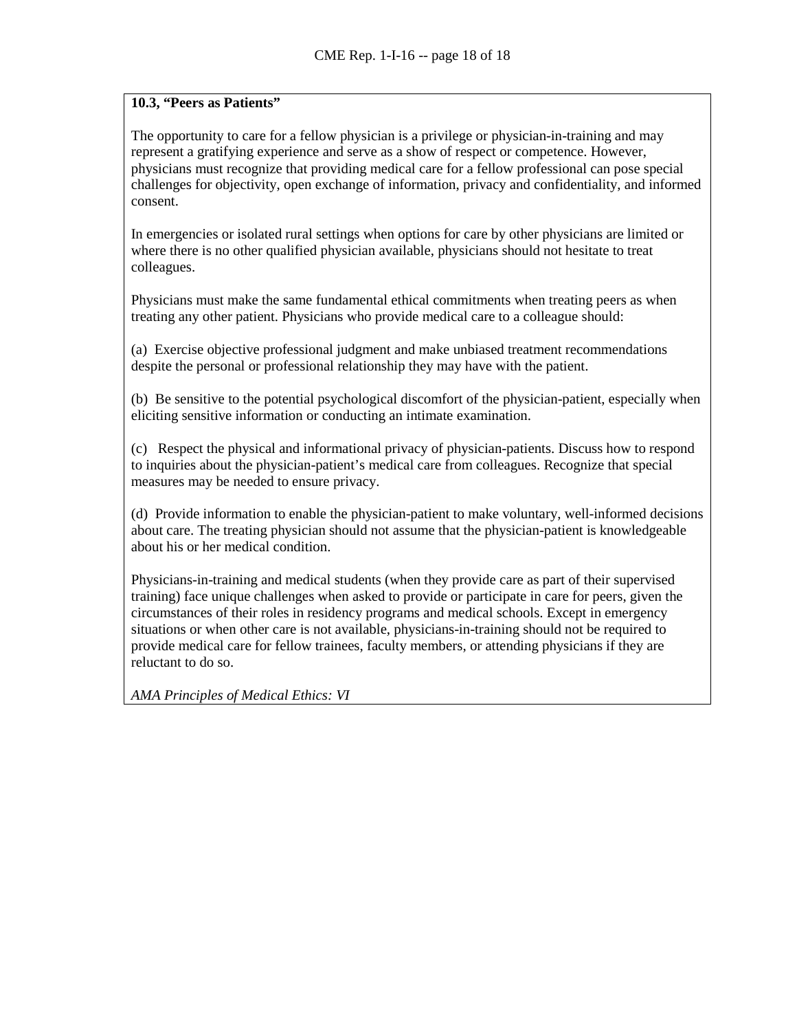**10.3, "Peers as Patients"**

The opportunity to care for a fellow physician is a privilege or physician-in-training and may represent a gratifying experience and serve as a show of respect or competence. However, physicians must recognize that providing medical care for a fellow professional can pose special challenges for objectivity, open exchange of information, privacy and confidentiality, and informed consent.

In emergencies or isolated rural settings when options for care by other physicians are limited or where there is no other qualified physician available, physicians should not hesitate to treat colleagues.

Physicians must make the same fundamental ethical commitments when treating peers as when treating any other patient. Physicians who provide medical care to a colleague should:

(a) Exercise objective professional judgment and make unbiased treatment recommendations despite the personal or professional relationship they may have with the patient.

(b) Be sensitive to the potential psychological discomfort of the physician-patient, especially when eliciting sensitive information or conducting an intimate examination.

(c) Respect the physical and informational privacy of physician-patients. Discuss how to respond to inquiries about the physician-patient's medical care from colleagues. Recognize that special measures may be needed to ensure privacy.

(d) Provide information to enable the physician-patient to make voluntary, well-informed decisions about care. The treating physician should not assume that the physician-patient is knowledgeable about his or her medical condition.

Physicians-in-training and medical students (when they provide care as part of their supervised training) face unique challenges when asked to provide or participate in care for peers, given the circumstances of their roles in residency programs and medical schools. Except in emergency situations or when other care is not available, physicians-in-training should not be required to provide medical care for fellow trainees, faculty members, or attending physicians if they are reluctant to do so.

*AMA Principles of Medical Ethics: VI*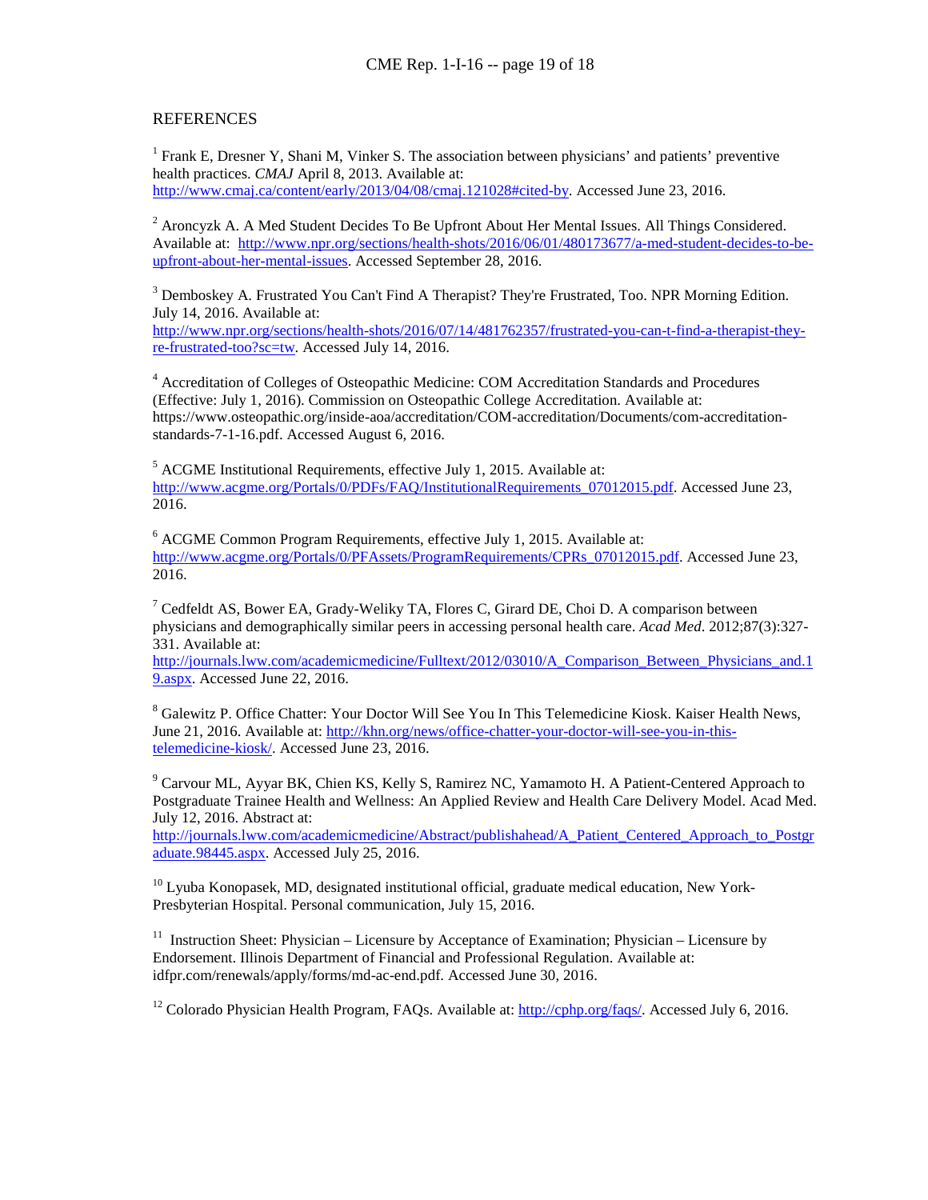## REFERENCES

[1] Frank E, Dresner Y, Shani M, Vinker S. The association between physicians' and patients' preventive health practices. *CMAJ* April 8, 2013. Available at: http://www.cmaj.ca/content/early/2013/04/08/cmaj.121028#cited-by. Accessed June 23, 2016.

[2] Aroncyzk A. A Med Student Decides To Be Upfront About Her Mental Issues. All Things Considered. Available at: http://www.npr.org/sections/health-shots/2016/06/01/480173677/a-med-student-decides-to-be-upfront-about-her-mental-issues. Accessed September 28, 2016.

[3] Demboskey A. Frustrated You Can't Find A Therapist? They're Frustrated, Too. NPR Morning Edition. July 14, 2016. Available at: http://www.npr.org/sections/health-shots/2016/07/14/481762357/frustrated-you-can-t-find-a-therapist-they-re-frustrated-too?sc=tw. Accessed July 14, 2016.

[4] Accreditation of Colleges of Osteopathic Medicine: COM Accreditation Standards and Procedures (Effective: July 1, 2016). Commission on Osteopathic College Accreditation. Available at: https://www.osteopathic.org/inside-aoa/accreditation/COM-accreditation/Documents/com-accreditation-standards-7-1-16.pdf. Accessed August 6, 2016.

[5] ACGME Institutional Requirements, effective July 1, 2015. Available at: http://www.acgme.org/Portals/0/PDFs/FAQ/InstitutionalRequirements_07012015.pdf. Accessed June 23, 2016.

[6] ACGME Common Program Requirements, effective July 1, 2015. Available at: http://www.acgme.org/Portals/0/PFAssets/ProgramRequirements/CPRs_07012015.pdf. Accessed June 23, 2016.

[7] Cedfeldt AS, Bower EA, Grady-Weliky TA, Flores C, Girard DE, Choi D. A comparison between physicians and demographically similar peers in accessing personal health care. *Acad Med*. 2012;87(3):327-331. Available at: http://journals.lww.com/academicmedicine/Fulltext/2012/03010/A_Comparison_Between_Physicians_and.19.aspx. Accessed June 22, 2016.

[8] Galewitz P. Office Chatter: Your Doctor Will See You In This Telemedicine Kiosk. Kaiser Health News, June 21, 2016. Available at: http://khn.org/news/office-chatter-your-doctor-will-see-you-in-this-telemedicine-kiosk/. Accessed June 23, 2016.

[9] Carvour ML, Ayyar BK, Chien KS, Kelly S, Ramirez NC, Yamamoto H. A Patient-Centered Approach to Postgraduate Trainee Health and Wellness: An Applied Review and Health Care Delivery Model. Acad Med. July 12, 2016. Abstract at: http://journals.lww.com/academicmedicine/Abstract/publishahead/A_Patient_Centered_Approach_to_Postgraduate.98445.aspx. Accessed July 25, 2016.

[10] Lyuba Konopasek, MD, designated institutional official, graduate medical education, New York-Presbyterian Hospital. Personal communication, July 15, 2016.

[11] Instruction Sheet: Physician – Licensure by Acceptance of Examination; Physician – Licensure by Endorsement. Illinois Department of Financial and Professional Regulation. Available at: idfpr.com/renewals/apply/forms/md-ac-end.pdf. Accessed June 30, 2016.

[12] Colorado Physician Health Program, FAQs. Available at: http://cphp.org/faqs/. Accessed July 6, 2016.